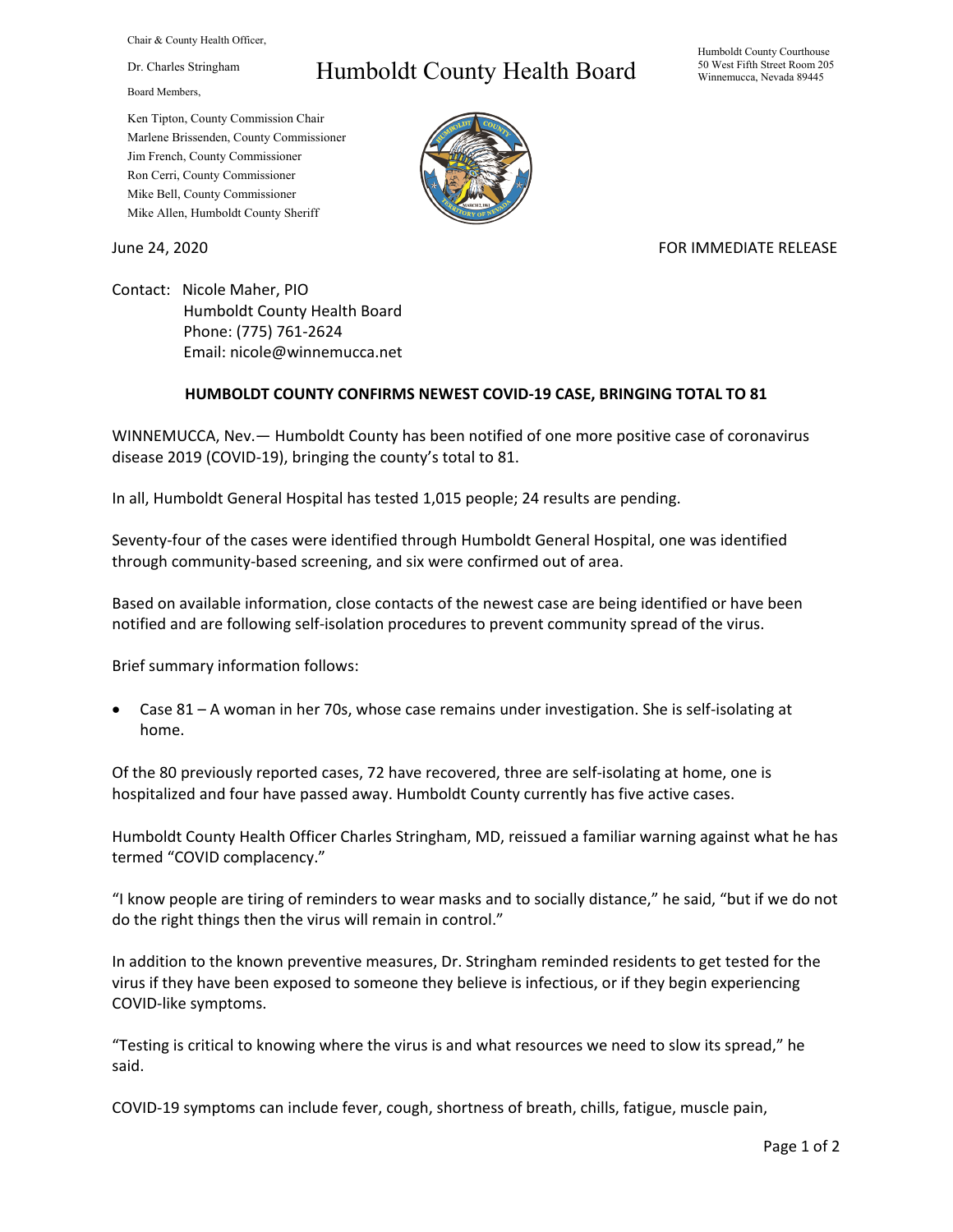Chair & County Health Officer,

Dr. Charles Stringham

Board Members,

Ken Tipton, County Commission Chair
Marlene Brissenden, County Commissioner
Jim French, County Commissioner
Ron Cerri, County Commissioner
Mike Bell, County Commissioner
Mike Allen, Humboldt County Sheriff

# Humboldt County Health Board

Humboldt County Courthouse
50 West Fifth Street Room 205
Winnemucca, Nevada 89445

June 24, 2020

FOR IMMEDIATE RELEASE

Contact: Nicole Maher, PIO
Humboldt County Health Board
Phone: (775) 761-2624
Email: nicole@winnemucca.net

## HUMBOLDT COUNTY CONFIRMS NEWEST COVID-19 CASE, BRINGING TOTAL TO 81

WINNEMUCCA, Nev.— Humboldt County has been notified of one more positive case of coronavirus disease 2019 (COVID-19), bringing the county's total to 81.

In all, Humboldt General Hospital has tested 1,015 people; 24 results are pending.

Seventy-four of the cases were identified through Humboldt General Hospital, one was identified through community-based screening, and six were confirmed out of area.

Based on available information, close contacts of the newest case are being identified or have been notified and are following self-isolation procedures to prevent community spread of the virus.

Brief summary information follows:

- Case 81 – A woman in her 70s, whose case remains under investigation. She is self-isolating at home.

Of the 80 previously reported cases, 72 have recovered, three are self-isolating at home, one is hospitalized and four have passed away. Humboldt County currently has five active cases.

Humboldt County Health Officer Charles Stringham, MD, reissued a familiar warning against what he has termed "COVID complacency."

"I know people are tiring of reminders to wear masks and to socially distance," he said, "but if we do not do the right things then the virus will remain in control."

In addition to the known preventive measures, Dr. Stringham reminded residents to get tested for the virus if they have been exposed to someone they believe is infectious, or if they begin experiencing COVID-like symptoms.

"Testing is critical to knowing where the virus is and what resources we need to slow its spread," he said.

COVID-19 symptoms can include fever, cough, shortness of breath, chills, fatigue, muscle pain,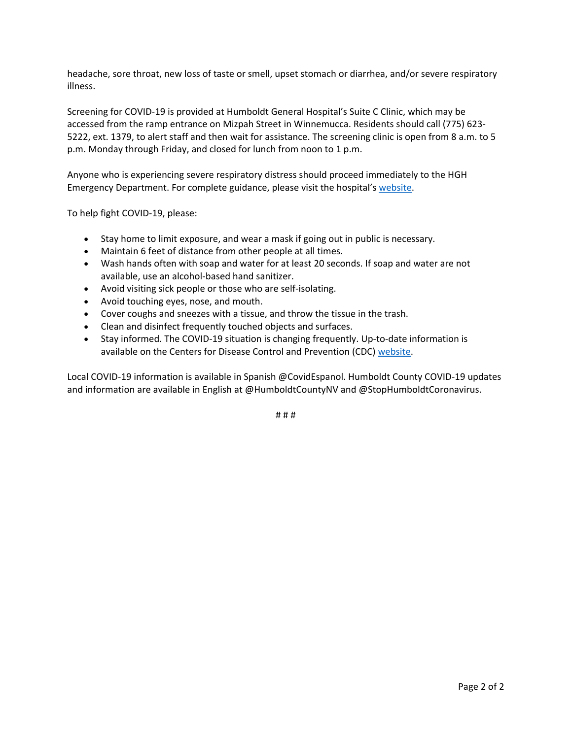headache, sore throat, new loss of taste or smell, upset stomach or diarrhea, and/or severe respiratory illness.

Screening for COVID-19 is provided at Humboldt General Hospital's Suite C Clinic, which may be accessed from the ramp entrance on Mizpah Street in Winnemucca. Residents should call (775) 623-5222, ext. 1379, to alert staff and then wait for assistance. The screening clinic is open from 8 a.m. to 5 p.m. Monday through Friday, and closed for lunch from noon to 1 p.m.

Anyone who is experiencing severe respiratory distress should proceed immediately to the HGH Emergency Department. For complete guidance, please visit the hospital's website.

To help fight COVID-19, please:

- Stay home to limit exposure, and wear a mask if going out in public is necessary.
- Maintain 6 feet of distance from other people at all times.
- Wash hands often with soap and water for at least 20 seconds. If soap and water are not available, use an alcohol-based hand sanitizer.
- Avoid visiting sick people or those who are self-isolating.
- Avoid touching eyes, nose, and mouth.
- Cover coughs and sneezes with a tissue, and throw the tissue in the trash.
- Clean and disinfect frequently touched objects and surfaces.
- Stay informed. The COVID-19 situation is changing frequently. Up-to-date information is available on the Centers for Disease Control and Prevention (CDC) website.

Local COVID-19 information is available in Spanish @CovidEspanol. Humboldt County COVID-19 updates and information are available in English at @HumboldtCountyNV and @StopHumboldtCoronavirus.

# # #